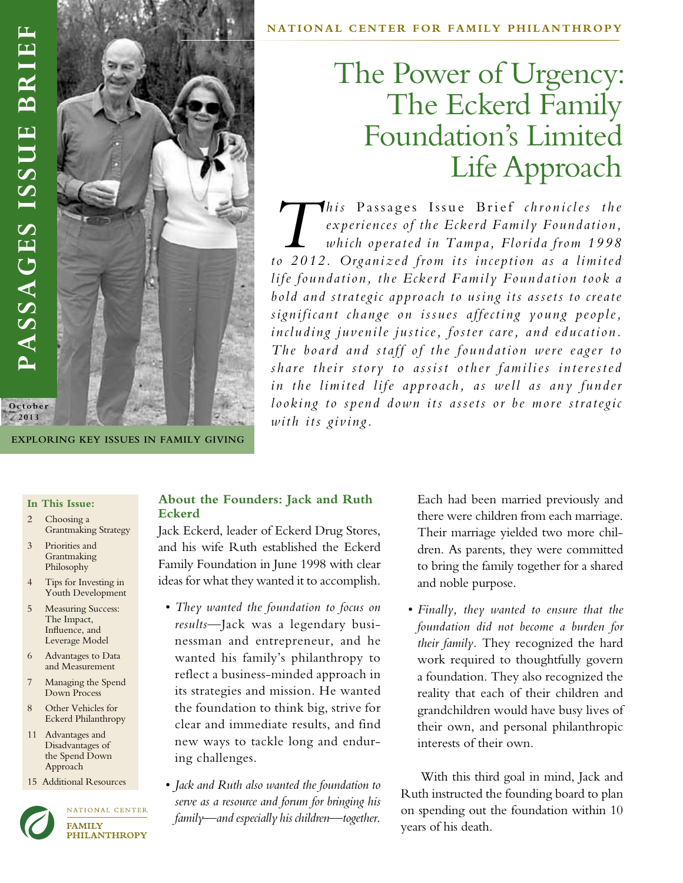PASSAGES ISSUE BRIEF

October 2013

EXPLORING KEY ISSUES IN FAMILY GIVING

NATIONAL CENTER FOR FAMILY PHILANTHROPY

# The Power of Urgency: The Eckerd Family Foundation's Limited Life Approach

*This* Passages Issue Brief *chronicles the experiences of the Eckerd Family Foundation, which operated in Tampa, Florida from 1998 to 2012. Organized from its inception as a limited life foundation, the Eckerd Family Foundation took a bold and strategic approach to using its assets to create significant change on issues affecting young people, including juvenile justice, foster care, and education. The board and staff of the foundation were eager to share their story to assist other families interested in the limited life approach, as well as any funder looking to spend down its assets or be more strategic with its giving.*

**In This Issue:**

- 2 Choosing a Grantmaking Strategy
- 3 Priorities and Grantmaking Philosophy
- 4 Tips for Investing in Youth Development
- 5 Measuring Success: The Impact, Influence, and Leverage Model
- 6 Advantages to Data and Measurement
- 7 Managing the Spend Down Process
- 8 Other Vehicles for Eckerd Philanthropy
- 11 Advantages and Disadvantages of the Spend Down Approach
- 15 Additional Resources

## About the Founders: Jack and Ruth Eckerd

Jack Eckerd, leader of Eckerd Drug Stores, and his wife Ruth established the Eckerd Family Foundation in June 1998 with clear ideas for what they wanted it to accomplish.

- *They wanted the foundation to focus on results*—Jack was a legendary businessman and entrepreneur, and he wanted his family's philanthropy to reflect a business-minded approach in its strategies and mission. He wanted the foundation to think big, strive for clear and immediate results, and find new ways to tackle long and enduring challenges.
- *Jack and Ruth also wanted the foundation to serve as a resource and forum for bringing his family—and especially his children—together.* Each had been married previously and there were children from each marriage. Their marriage yielded two more children. As parents, they were committed to bring the family together for a shared and noble purpose.
- *Finally, they wanted to ensure that the foundation did not become a burden for their family.* They recognized the hard work required to thoughtfully govern a foundation. They also recognized the reality that each of their children and grandchildren would have busy lives of their own, and personal philanthropic interests of their own.

With this third goal in mind, Jack and Ruth instructed the founding board to plan on spending out the foundation within 10 years of his death.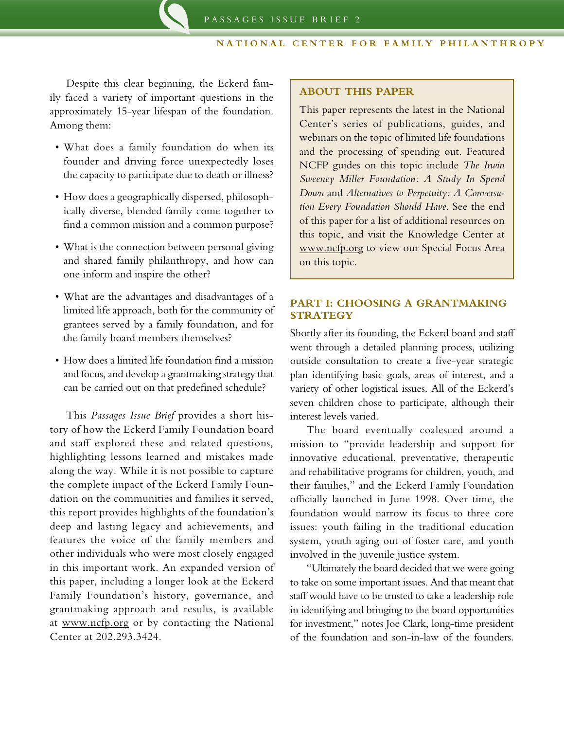Despite this clear beginning, the Eckerd family faced a variety of important questions in the approximately 15-year lifespan of the foundation. Among them:

- What does a family foundation do when its founder and driving force unexpectedly loses the capacity to participate due to death or illness?
- How does a geographically dispersed, philosophically diverse, blended family come together to find a common mission and a common purpose?
- What is the connection between personal giving and shared family philanthropy, and how can one inform and inspire the other?
- What are the advantages and disadvantages of a limited life approach, both for the community of grantees served by a family foundation, and for the family board members themselves?
- How does a limited life foundation find a mission and focus, and develop a grantmaking strategy that can be carried out on that predefined schedule?

This *Passages Issue Brief* provides a short history of how the Eckerd Family Foundation board and staff explored these and related questions, highlighting lessons learned and mistakes made along the way. While it is not possible to capture the complete impact of the Eckerd Family Foundation on the communities and families it served, this report provides highlights of the foundation's deep and lasting legacy and achievements, and features the voice of the family members and other individuals who were most closely engaged in this important work. An expanded version of this paper, including a longer look at the Eckerd Family Foundation's history, governance, and grantmaking approach and results, is available at www.ncfp.org or by contacting the National Center at 202.293.3424.

> **ABOUT THIS PAPER**
>
> This paper represents the latest in the National Center's series of publications, guides, and webinars on the topic of limited life foundations and the processing of spending out. Featured NCFP guides on this topic include *The Irwin Sweeney Miller Foundation: A Study In Spend Down* and *Alternatives to Perpetuity: A Conversation Every Foundation Should Have*. See the end of this paper for a list of additional resources on this topic, and visit the Knowledge Center at www.ncfp.org to view our Special Focus Area on this topic.

## PART I: CHOOSING A GRANTMAKING STRATEGY

Shortly after its founding, the Eckerd board and staff went through a detailed planning process, utilizing outside consultation to create a five-year strategic plan identifying basic goals, areas of interest, and a variety of other logistical issues. All of the Eckerd's seven children chose to participate, although their interest levels varied.

The board eventually coalesced around a mission to "provide leadership and support for innovative educational, preventative, therapeutic and rehabilitative programs for children, youth, and their families," and the Eckerd Family Foundation officially launched in June 1998. Over time, the foundation would narrow its focus to three core issues: youth failing in the traditional education system, youth aging out of foster care, and youth involved in the juvenile justice system.

"Ultimately the board decided that we were going to take on some important issues. And that meant that staff would have to be trusted to take a leadership role in identifying and bringing to the board opportunities for investment," notes Joe Clark, long-time president of the foundation and son-in-law of the founders.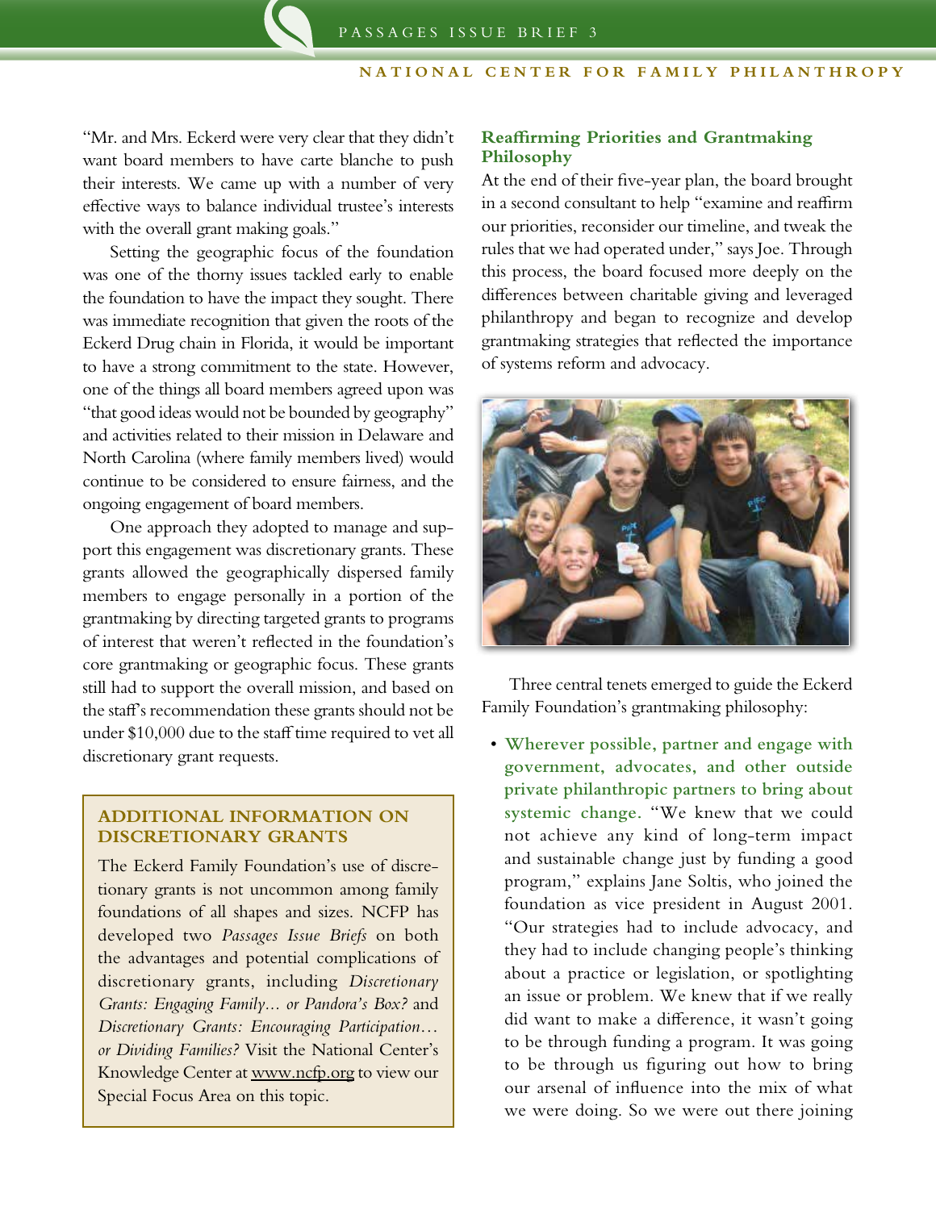"Mr. and Mrs. Eckerd were very clear that they didn't want board members to have carte blanche to push their interests. We came up with a number of very effective ways to balance individual trustee's interests with the overall grant making goals."

Setting the geographic focus of the foundation was one of the thorny issues tackled early to enable the foundation to have the impact they sought. There was immediate recognition that given the roots of the Eckerd Drug chain in Florida, it would be important to have a strong commitment to the state. However, one of the things all board members agreed upon was "that good ideas would not be bounded by geography" and activities related to their mission in Delaware and North Carolina (where family members lived) would continue to be considered to ensure fairness, and the ongoing engagement of board members.

One approach they adopted to manage and support this engagement was discretionary grants. These grants allowed the geographically dispersed family members to engage personally in a portion of the grantmaking by directing targeted grants to programs of interest that weren't reflected in the foundation's core grantmaking or geographic focus. These grants still had to support the overall mission, and based on the staff's recommendation these grants should not be under $10,000 due to the staff time required to vet all discretionary grant requests.

> **ADDITIONAL INFORMATION ON DISCRETIONARY GRANTS**
>
> The Eckerd Family Foundation's use of discretionary grants is not uncommon among family foundations of all shapes and sizes. NCFP has developed two *Passages Issue Briefs* on both the advantages and potential complications of discretionary grants, including *Discretionary Grants: Engaging Family... or Pandora's Box?* and *Discretionary Grants: Encouraging Participation… or Dividing Families?* Visit the National Center's Knowledge Center at www.ncfp.org to view our Special Focus Area on this topic.

## Reaffirming Priorities and Grantmaking Philosophy

At the end of their five-year plan, the board brought in a second consultant to help "examine and reaffirm our priorities, reconsider our timeline, and tweak the rules that we had operated under," says Joe. Through this process, the board focused more deeply on the differences between charitable giving and leveraged philanthropy and began to recognize and develop grantmaking strategies that reflected the importance of systems reform and advocacy.

Three central tenets emerged to guide the Eckerd Family Foundation's grantmaking philosophy:

- **Wherever possible, partner and engage with government, advocates, and other outside private philanthropic partners to bring about systemic change.** "We knew that we could not achieve any kind of long-term impact and sustainable change just by funding a good program," explains Jane Soltis, who joined the foundation as vice president in August 2001. "Our strategies had to include advocacy, and they had to include changing people's thinking about a practice or legislation, or spotlighting an issue or problem. We knew that if we really did want to make a difference, it wasn't going to be through funding a program. It was going to be through us figuring out how to bring our arsenal of influence into the mix of what we were doing. So we were out there joining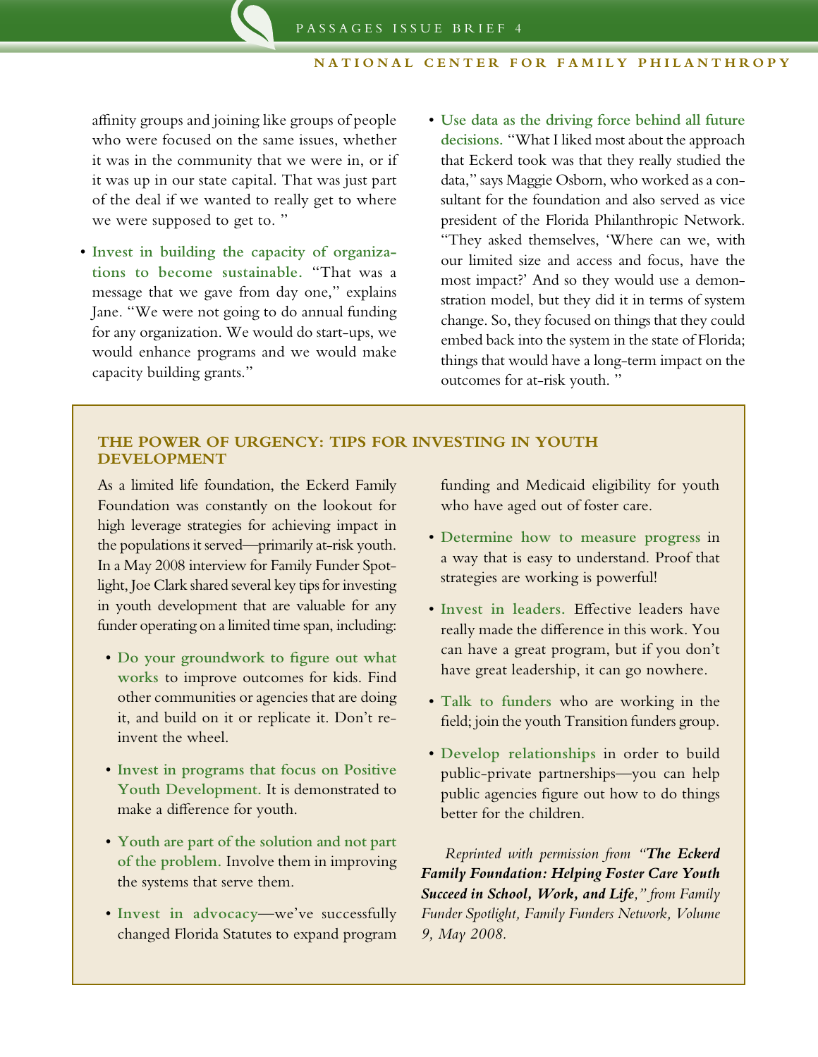affinity groups and joining like groups of people who were focused on the same issues, whether it was in the community that we were in, or if it was up in our state capital. That was just part of the deal if we wanted to really get to where we were supposed to get to. "

- **Invest in building the capacity of organizations to become sustainable.** "That was a message that we gave from day one," explains Jane. "We were not going to do annual funding for any organization. We would do start-ups, we would enhance programs and we would make capacity building grants."
- **Use data as the driving force behind all future decisions.** "What I liked most about the approach that Eckerd took was that they really studied the data," says Maggie Osborn, who worked as a consultant for the foundation and also served as vice president of the Florida Philanthropic Network. "They asked themselves, 'Where can we, with our limited size and access and focus, have the most impact?' And so they would use a demonstration model, but they did it in terms of system change. So, they focused on things that they could embed back into the system in the state of Florida; things that would have a long-term impact on the outcomes for at-risk youth. "

### THE POWER OF URGENCY: TIPS FOR INVESTING IN YOUTH DEVELOPMENT

As a limited life foundation, the Eckerd Family Foundation was constantly on the lookout for high leverage strategies for achieving impact in the populations it served—primarily at-risk youth. In a May 2008 interview for Family Funder Spotlight, Joe Clark shared several key tips for investing in youth development that are valuable for any funder operating on a limited time span, including:

- **Do your groundwork to figure out what works** to improve outcomes for kids. Find other communities or agencies that are doing it, and build on it or replicate it. Don't re-invent the wheel.
- **Invest in programs that focus on Positive Youth Development.** It is demonstrated to make a difference for youth.
- **Youth are part of the solution and not part of the problem.** Involve them in improving the systems that serve them.
- **Invest in advocacy**—we've successfully changed Florida Statutes to expand program funding and Medicaid eligibility for youth who have aged out of foster care.
- **Determine how to measure progress** in a way that is easy to understand. Proof that strategies are working is powerful!
- **Invest in leaders.** Effective leaders have really made the difference in this work. You can have a great program, but if you don't have great leadership, it can go nowhere.
- **Talk to funders** who are working in the field; join the youth Transition funders group.
- **Develop relationships** in order to build public-private partnerships—you can help public agencies figure out how to do things better for the children.

*Reprinted with permission from "**The Eckerd Family Foundation: Helping Foster Care Youth Succeed in School, Work, and Life**," from Family Funder Spotlight, Family Funders Network, Volume 9, May 2008.*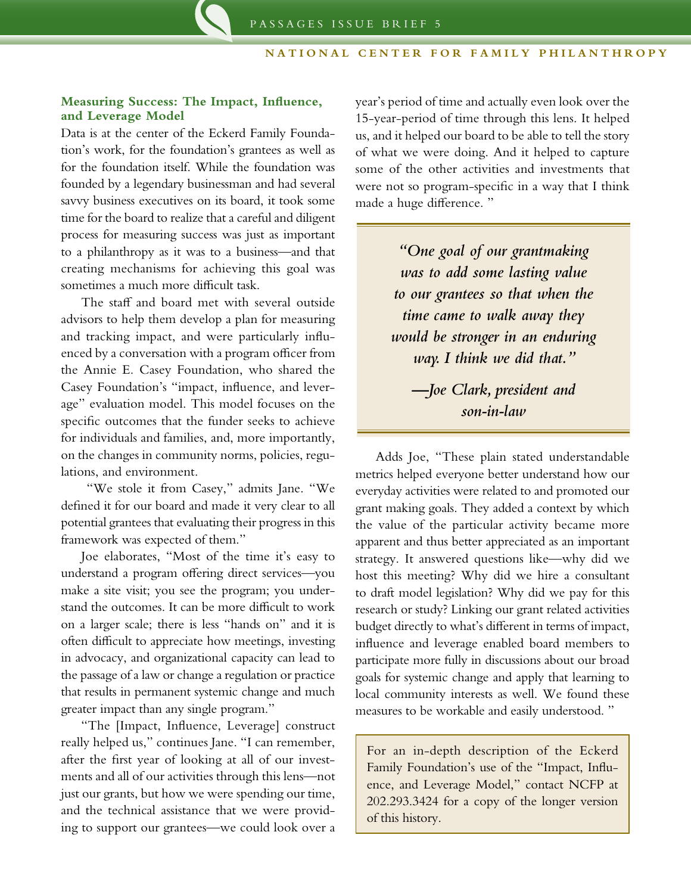## Measuring Success: The Impact, Influence, and Leverage Model

Data is at the center of the Eckerd Family Foundation's work, for the foundation's grantees as well as for the foundation itself. While the foundation was founded by a legendary businessman and had several savvy business executives on its board, it took some time for the board to realize that a careful and diligent process for measuring success was just as important to a philanthropy as it was to a business—and that creating mechanisms for achieving this goal was sometimes a much more difficult task.

The staff and board met with several outside advisors to help them develop a plan for measuring and tracking impact, and were particularly influenced by a conversation with a program officer from the Annie E. Casey Foundation, who shared the Casey Foundation's "impact, influence, and leverage" evaluation model. This model focuses on the specific outcomes that the funder seeks to achieve for individuals and families, and, more importantly, on the changes in community norms, policies, regulations, and environment.

"We stole it from Casey," admits Jane. "We defined it for our board and made it very clear to all potential grantees that evaluating their progress in this framework was expected of them."

Joe elaborates, "Most of the time it's easy to understand a program offering direct services—you make a site visit; you see the program; you understand the outcomes. It can be more difficult to work on a larger scale; there is less "hands on" and it is often difficult to appreciate how meetings, investing in advocacy, and organizational capacity can lead to the passage of a law or change a regulation or practice that results in permanent systemic change and much greater impact than any single program."

"The [Impact, Influence, Leverage] construct really helped us," continues Jane. "I can remember, after the first year of looking at all of our investments and all of our activities through this lens—not just our grants, but how we were spending our time, and the technical assistance that we were providing to support our grantees—we could look over a year's period of time and actually even look over the 15-year-period of time through this lens. It helped us, and it helped our board to be able to tell the story of what we were doing. And it helped to capture some of the other activities and investments that were not so program-specific in a way that I think made a huge difference. "

> *"One goal of our grantmaking was to add some lasting value to our grantees so that when the time came to walk away they would be stronger in an enduring way. I think we did that."*
>
> *—Joe Clark, president and son-in-law*

Adds Joe, "These plain stated understandable metrics helped everyone better understand how our everyday activities were related to and promoted our grant making goals. They added a context by which the value of the particular activity became more apparent and thus better appreciated as an important strategy. It answered questions like—why did we host this meeting? Why did we hire a consultant to draft model legislation? Why did we pay for this research or study? Linking our grant related activities budget directly to what's different in terms of impact, influence and leverage enabled board members to participate more fully in discussions about our broad goals for systemic change and apply that learning to local community interests as well. We found these measures to be workable and easily understood. "

For an in-depth description of the Eckerd Family Foundation's use of the "Impact, Influence, and Leverage Model," contact NCFP at 202.293.3424 for a copy of the longer version of this history.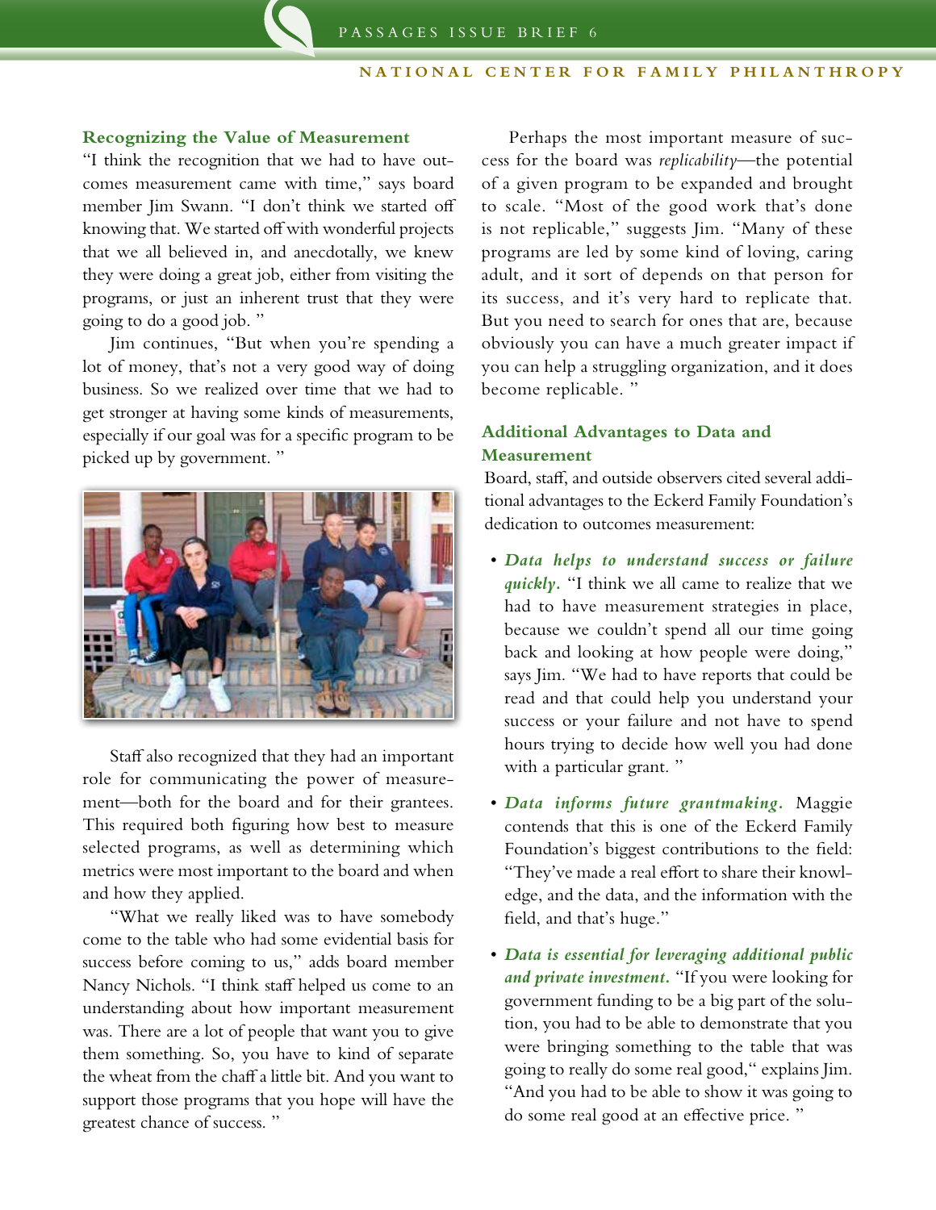### Recognizing the Value of Measurement

"I think the recognition that we had to have outcomes measurement came with time," says board member Jim Swann. "I don't think we started off knowing that. We started off with wonderful projects that we all believed in, and anecdotally, we knew they were doing a great job, either from visiting the programs, or just an inherent trust that they were going to do a good job."

Jim continues, "But when you're spending a lot of money, that's not a very good way of doing business. So we realized over time that we had to get stronger at having some kinds of measurements, especially if our goal was for a specific program to be picked up by government."

Staff also recognized that they had an important role for communicating the power of measurement—both for the board and for their grantees. This required both figuring how best to measure selected programs, as well as determining which metrics were most important to the board and when and how they applied.

"What we really liked was to have somebody come to the table who had some evidential basis for success before coming to us," adds board member Nancy Nichols. "I think staff helped us come to an understanding about how important measurement was. There are a lot of people that want you to give them something. So, you have to kind of separate the wheat from the chaff a little bit. And you want to support those programs that you hope will have the greatest chance of success."

Perhaps the most important measure of success for the board was *replicability*—the potential of a given program to be expanded and brought to scale. "Most of the good work that's done is not replicable," suggests Jim. "Many of these programs are led by some kind of loving, caring adult, and it sort of depends on that person for its success, and it's very hard to replicate that. But you need to search for ones that are, because obviously you can have a much greater impact if you can help a struggling organization, and it does become replicable."

### Additional Advantages to Data and Measurement

Board, staff, and outside observers cited several additional advantages to the Eckerd Family Foundation's dedication to outcomes measurement:

- ***Data helps to understand success or failure quickly.*** "I think we all came to realize that we had to have measurement strategies in place, because we couldn't spend all our time going back and looking at how people were doing," says Jim. "We had to have reports that could be read and that could help you understand your success or your failure and not have to spend hours trying to decide how well you had done with a particular grant."
- ***Data informs future grantmaking.*** Maggie contends that this is one of the Eckerd Family Foundation's biggest contributions to the field: "They've made a real effort to share their knowledge, and the data, and the information with the field, and that's huge."
- ***Data is essential for leveraging additional public and private investment.*** "If you were looking for government funding to be a big part of the solution, you had to be able to demonstrate that you were bringing something to the table that was going to really do some real good," explains Jim. "And you had to be able to show it was going to do some real good at an effective price."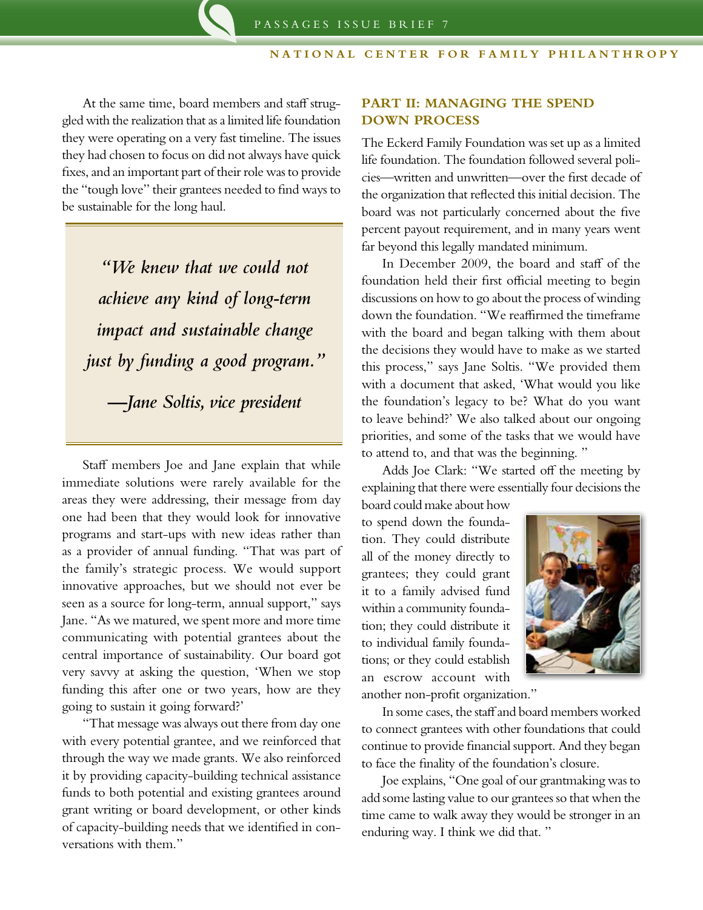At the same time, board members and staff struggled with the realization that as a limited life foundation they were operating on a very fast timeline. The issues they had chosen to focus on did not always have quick fixes, and an important part of their role was to provide the "tough love" their grantees needed to find ways to be sustainable for the long haul.

> *"We knew that we could not achieve any kind of long-term impact and sustainable change just by funding a good program."*
>
> *—Jane Soltis, vice president*

Staff members Joe and Jane explain that while immediate solutions were rarely available for the areas they were addressing, their message from day one had been that they would look for innovative programs and start-ups with new ideas rather than as a provider of annual funding. "That was part of the family's strategic process. We would support innovative approaches, but we should not ever be seen as a source for long-term, annual support," says Jane. "As we matured, we spent more and more time communicating with potential grantees about the central importance of sustainability. Our board got very savvy at asking the question, 'When we stop funding this after one or two years, how are they going to sustain it going forward?'

"That message was always out there from day one with every potential grantee, and we reinforced that through the way we made grants. We also reinforced it by providing capacity-building technical assistance funds to both potential and existing grantees around grant writing or board development, or other kinds of capacity-building needs that we identified in conversations with them."

## PART II: MANAGING THE SPEND DOWN PROCESS

The Eckerd Family Foundation was set up as a limited life foundation. The foundation followed several policies—written and unwritten—over the first decade of the organization that reflected this initial decision. The board was not particularly concerned about the five percent payout requirement, and in many years went far beyond this legally mandated minimum.

In December 2009, the board and staff of the foundation held their first official meeting to begin discussions on how to go about the process of winding down the foundation. "We reaffirmed the timeframe with the board and began talking with them about the decisions they would have to make as we started this process," says Jane Soltis. "We provided them with a document that asked, 'What would you like the foundation's legacy to be? What do you want to leave behind?' We also talked about our ongoing priorities, and some of the tasks that we would have to attend to, and that was the beginning. "

Adds Joe Clark: "We started off the meeting by explaining that there were essentially four decisions the board could make about how to spend down the foundation. They could distribute all of the money directly to grantees; they could grant it to a family advised fund within a community foundation; they could distribute it to individual family foundations; or they could establish an escrow account with another non-profit organization."

In some cases, the staff and board members worked to connect grantees with other foundations that could continue to provide financial support. And they began to face the finality of the foundation's closure.

Joe explains, "One goal of our grantmaking was to add some lasting value to our grantees so that when the time came to walk away they would be stronger in an enduring way. I think we did that. "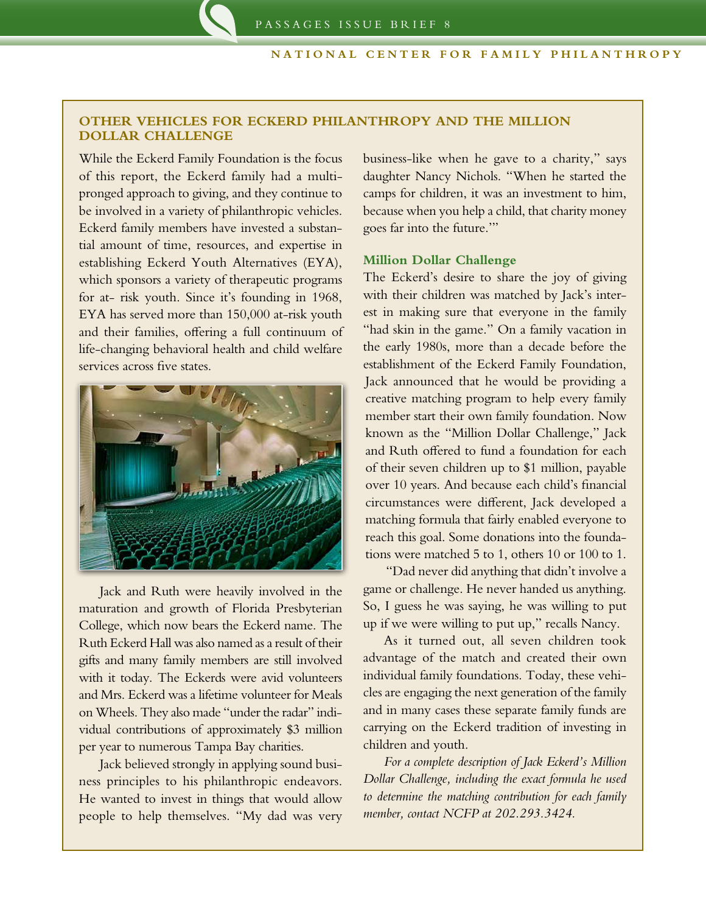## OTHER VEHICLES FOR ECKERD PHILANTHROPY AND THE MILLION DOLLAR CHALLENGE

While the Eckerd Family Foundation is the focus of this report, the Eckerd family had a multi-pronged approach to giving, and they continue to be involved in a variety of philanthropic vehicles. Eckerd family members have invested a substantial amount of time, resources, and expertise in establishing Eckerd Youth Alternatives (EYA), which sponsors a variety of therapeutic programs for at- risk youth. Since it's founding in 1968, EYA has served more than 150,000 at-risk youth and their families, offering a full continuum of life-changing behavioral health and child welfare services across five states.

Jack and Ruth were heavily involved in the maturation and growth of Florida Presbyterian College, which now bears the Eckerd name. The Ruth Eckerd Hall was also named as a result of their gifts and many family members are still involved with it today. The Eckerds were avid volunteers and Mrs. Eckerd was a lifetime volunteer for Meals on Wheels. They also made "under the radar" individual contributions of approximately $3 million per year to numerous Tampa Bay charities.

Jack believed strongly in applying sound business principles to his philanthropic endeavors. He wanted to invest in things that would allow people to help themselves. "My dad was very business-like when he gave to a charity," says daughter Nancy Nichols. "When he started the camps for children, it was an investment to him, because when you help a child, that charity money goes far into the future.'"

### Million Dollar Challenge

The Eckerd's desire to share the joy of giving with their children was matched by Jack's interest in making sure that everyone in the family "had skin in the game." On a family vacation in the early 1980s, more than a decade before the establishment of the Eckerd Family Foundation, Jack announced that he would be providing a creative matching program to help every family member start their own family foundation. Now known as the "Million Dollar Challenge," Jack and Ruth offered to fund a foundation for each of their seven children up to $1 million, payable over 10 years. And because each child's financial circumstances were different, Jack developed a matching formula that fairly enabled everyone to reach this goal. Some donations into the foundations were matched 5 to 1, others 10 or 100 to 1.

"Dad never did anything that didn't involve a game or challenge. He never handed us anything. So, I guess he was saying, he was willing to put up if we were willing to put up," recalls Nancy.

As it turned out, all seven children took advantage of the match and created their own individual family foundations. Today, these vehicles are engaging the next generation of the family and in many cases these separate family funds are carrying on the Eckerd tradition of investing in children and youth.

*For a complete description of Jack Eckerd's Million Dollar Challenge, including the exact formula he used to determine the matching contribution for each family member, contact NCFP at 202.293.3424.*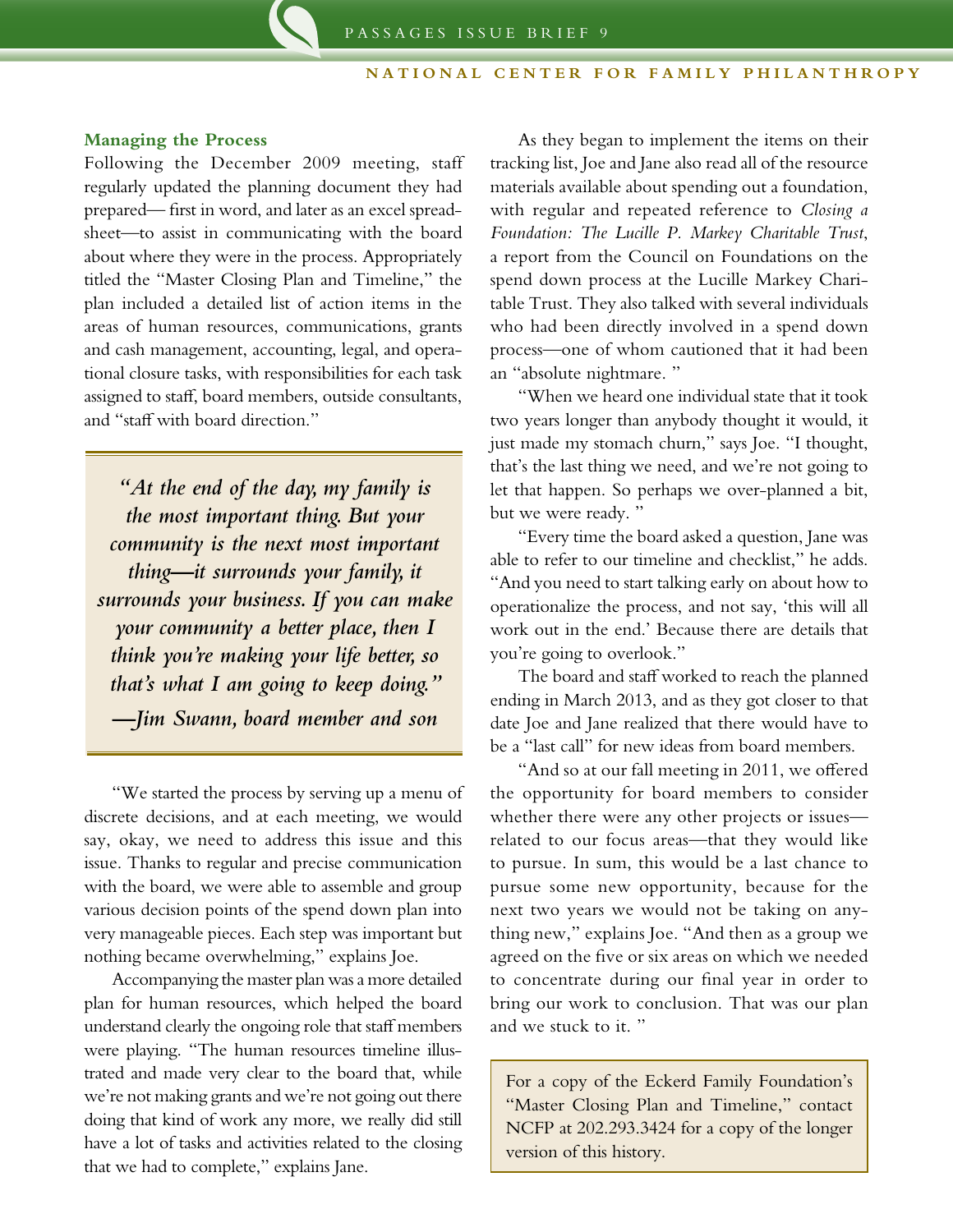## Managing the Process

Following the December 2009 meeting, staff regularly updated the planning document they had prepared— first in word, and later as an excel spreadsheet—to assist in communicating with the board about where they were in the process. Appropriately titled the "Master Closing Plan and Timeline," the plan included a detailed list of action items in the areas of human resources, communications, grants and cash management, accounting, legal, and operational closure tasks, with responsibilities for each task assigned to staff, board members, outside consultants, and "staff with board direction."

> *"At the end of the day, my family is the most important thing. But your community is the next most important thing—it surrounds your family, it surrounds your business. If you can make your community a better place, then I think you're making your life better, so that's what I am going to keep doing."*
>
> *—Jim Swann, board member and son*

"We started the process by serving up a menu of discrete decisions, and at each meeting, we would say, okay, we need to address this issue and this issue. Thanks to regular and precise communication with the board, we were able to assemble and group various decision points of the spend down plan into very manageable pieces. Each step was important but nothing became overwhelming," explains Joe.

Accompanying the master plan was a more detailed plan for human resources, which helped the board understand clearly the ongoing role that staff members were playing. "The human resources timeline illustrated and made very clear to the board that, while we're not making grants and we're not going out there doing that kind of work any more, we really did still have a lot of tasks and activities related to the closing that we had to complete," explains Jane.

As they began to implement the items on their tracking list, Joe and Jane also read all of the resource materials available about spending out a foundation, with regular and repeated reference to *Closing a Foundation: The Lucille P. Markey Charitable Trust*, a report from the Council on Foundations on the spend down process at the Lucille Markey Charitable Trust. They also talked with several individuals who had been directly involved in a spend down process—one of whom cautioned that it had been an "absolute nightmare. "

"When we heard one individual state that it took two years longer than anybody thought it would, it just made my stomach churn," says Joe. "I thought, that's the last thing we need, and we're not going to let that happen. So perhaps we over-planned a bit, but we were ready. "

"Every time the board asked a question, Jane was able to refer to our timeline and checklist," he adds. "And you need to start talking early on about how to operationalize the process, and not say, 'this will all work out in the end.' Because there are details that you're going to overlook."

The board and staff worked to reach the planned ending in March 2013, and as they got closer to that date Joe and Jane realized that there would have to be a "last call" for new ideas from board members.

"And so at our fall meeting in 2011, we offered the opportunity for board members to consider whether there were any other projects or issues—related to our focus areas—that they would like to pursue. In sum, this would be a last chance to pursue some new opportunity, because for the next two years we would not be taking on anything new," explains Joe. "And then as a group we agreed on the five or six areas on which we needed to concentrate during our final year in order to bring our work to conclusion. That was our plan and we stuck to it. "

> For a copy of the Eckerd Family Foundation's "Master Closing Plan and Timeline," contact NCFP at 202.293.3424 for a copy of the longer version of this history.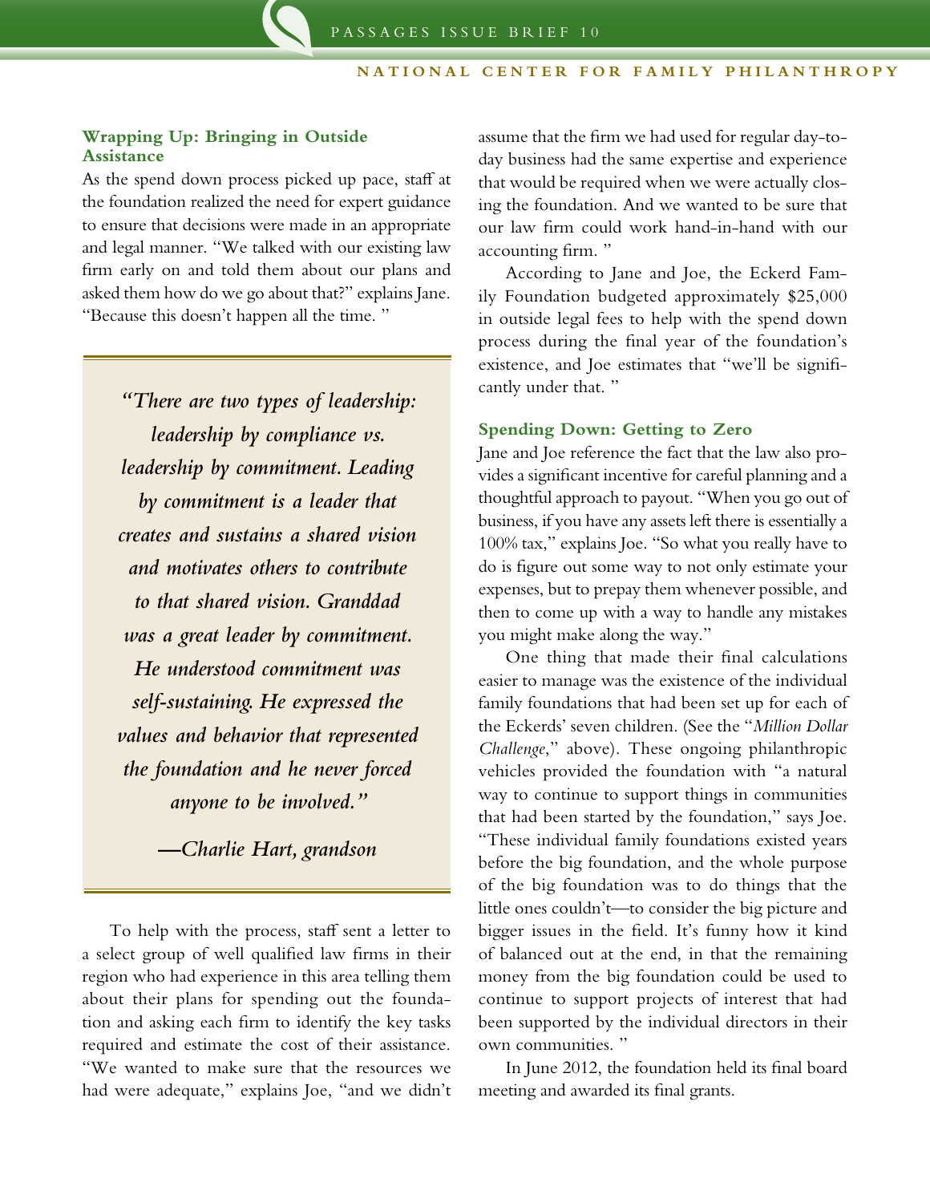### Wrapping Up: Bringing in Outside Assistance

As the spend down process picked up pace, staff at the foundation realized the need for expert guidance to ensure that decisions were made in an appropriate and legal manner. "We talked with our existing law firm early on and told them about our plans and asked them how do we go about that?" explains Jane. "Because this doesn't happen all the time. "

> *"There are two types of leadership: leadership by compliance vs. leadership by commitment. Leading by commitment is a leader that creates and sustains a shared vision and motivates others to contribute to that shared vision. Granddad was a great leader by commitment. He understood commitment was self-sustaining. He expressed the values and behavior that represented the foundation and he never forced anyone to be involved."*
>
> *—Charlie Hart, grandson*

To help with the process, staff sent a letter to a select group of well qualified law firms in their region who had experience in this area telling them about their plans for spending out the foundation and asking each firm to identify the key tasks required and estimate the cost of their assistance. "We wanted to make sure that the resources we had were adequate," explains Joe, "and we didn't assume that the firm we had used for regular day-to-day business had the same expertise and experience that would be required when we were actually closing the foundation. And we wanted to be sure that our law firm could work hand-in-hand with our accounting firm. "

According to Jane and Joe, the Eckerd Family Foundation budgeted approximately $25,000 in outside legal fees to help with the spend down process during the final year of the foundation's existence, and Joe estimates that "we'll be significantly under that. "

### Spending Down: Getting to Zero

Jane and Joe reference the fact that the law also provides a significant incentive for careful planning and a thoughtful approach to payout. "When you go out of business, if you have any assets left there is essentially a 100% tax," explains Joe. "So what you really have to do is figure out some way to not only estimate your expenses, but to prepay them whenever possible, and then to come up with a way to handle any mistakes you might make along the way."

One thing that made their final calculations easier to manage was the existence of the individual family foundations that had been set up for each of the Eckerds' seven children. (See the "*Million Dollar Challenge*," above). These ongoing philanthropic vehicles provided the foundation with "a natural way to continue to support things in communities that had been started by the foundation," says Joe. "These individual family foundations existed years before the big foundation, and the whole purpose of the big foundation was to do things that the little ones couldn't—to consider the big picture and bigger issues in the field. It's funny how it kind of balanced out at the end, in that the remaining money from the big foundation could be used to continue to support projects of interest that had been supported by the individual directors in their own communities. "

In June 2012, the foundation held its final board meeting and awarded its final grants.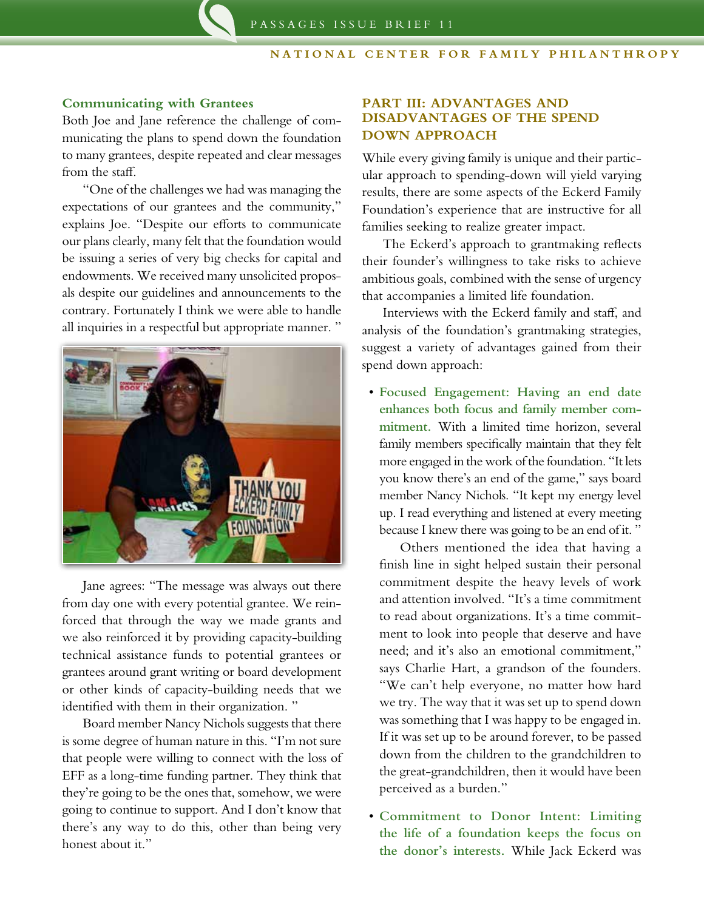### Communicating with Grantees

Both Joe and Jane reference the challenge of communicating the plans to spend down the foundation to many grantees, despite repeated and clear messages from the staff.

"One of the challenges we had was managing the expectations of our grantees and the community," explains Joe. "Despite our efforts to communicate our plans clearly, many felt that the foundation would be issuing a series of very big checks for capital and endowments. We received many unsolicited proposals despite our guidelines and announcements to the contrary. Fortunately I think we were able to handle all inquiries in a respectful but appropriate manner."

Jane agrees: "The message was always out there from day one with every potential grantee. We reinforced that through the way we made grants and we also reinforced it by providing capacity-building technical assistance funds to potential grantees or grantees around grant writing or board development or other kinds of capacity-building needs that we identified with them in their organization."

Board member Nancy Nichols suggests that there is some degree of human nature in this. "I'm not sure that people were willing to connect with the loss of EFF as a long-time funding partner. They think that they're going to be the ones that, somehow, we were going to continue to support. And I don't know that there's any way to do this, other than being very honest about it."

## PART III: ADVANTAGES AND DISADVANTAGES OF THE SPEND DOWN APPROACH

While every giving family is unique and their particular approach to spending-down will yield varying results, there are some aspects of the Eckerd Family Foundation's experience that are instructive for all families seeking to realize greater impact.

The Eckerd's approach to grantmaking reflects their founder's willingness to take risks to achieve ambitious goals, combined with the sense of urgency that accompanies a limited life foundation.

Interviews with the Eckerd family and staff, and analysis of the foundation's grantmaking strategies, suggest a variety of advantages gained from their spend down approach:

- **Focused Engagement: Having an end date enhances both focus and family member commitment.** With a limited time horizon, several family members specifically maintain that they felt more engaged in the work of the foundation. "It lets you know there's an end of the game," says board member Nancy Nichols. "It kept my energy level up. I read everything and listened at every meeting because I knew there was going to be an end of it."

  Others mentioned the idea that having a finish line in sight helped sustain their personal commitment despite the heavy levels of work and attention involved. "It's a time commitment to read about organizations. It's a time commitment to look into people that deserve and have need; and it's also an emotional commitment," says Charlie Hart, a grandson of the founders. "We can't help everyone, no matter how hard we try. The way that it was set up to spend down was something that I was happy to be engaged in. If it was set up to be around forever, to be passed down from the children to the grandchildren to the great-grandchildren, then it would have been perceived as a burden."

- **Commitment to Donor Intent: Limiting the life of a foundation keeps the focus on the donor's interests.** While Jack Eckerd was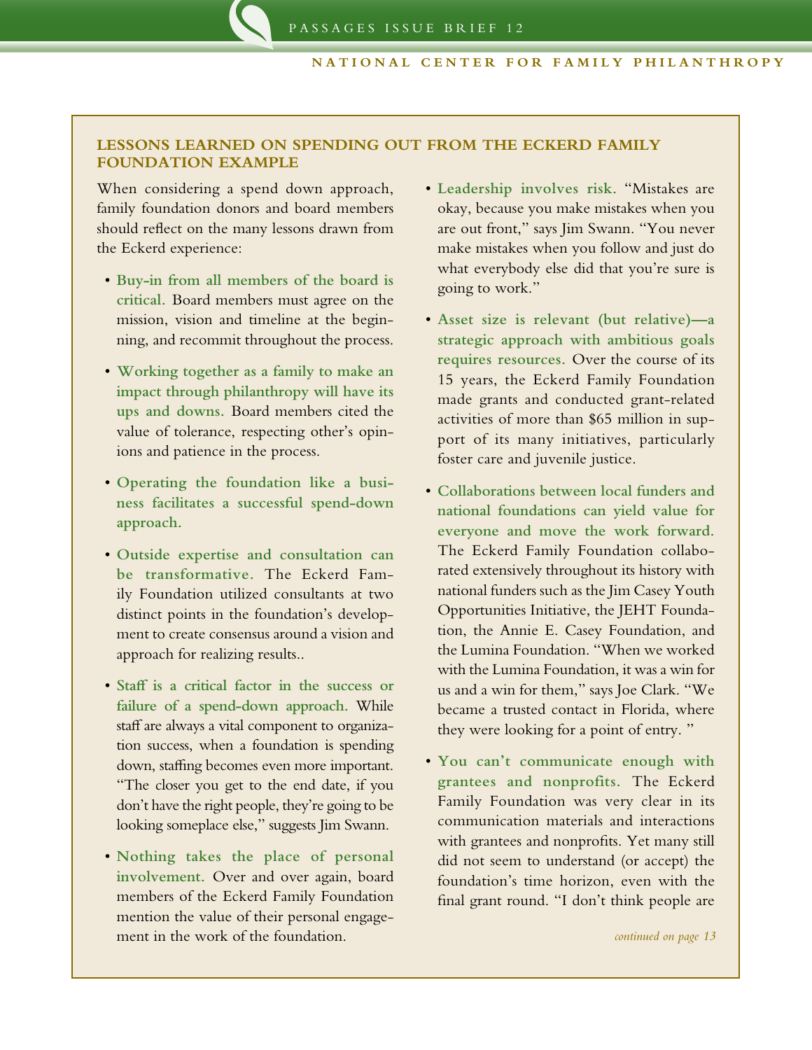### LESSONS LEARNED ON SPENDING OUT FROM THE ECKERD FAMILY FOUNDATION EXAMPLE

When considering a spend down approach, family foundation donors and board members should reflect on the many lessons drawn from the Eckerd experience:

- **Buy-in from all members of the board is critical.** Board members must agree on the mission, vision and timeline at the beginning, and recommit throughout the process.
- **Working together as a family to make an impact through philanthropy will have its ups and downs.** Board members cited the value of tolerance, respecting other's opinions and patience in the process.
- **Operating the foundation like a business facilitates a successful spend-down approach.**
- **Outside expertise and consultation can be transformative.** The Eckerd Family Foundation utilized consultants at two distinct points in the foundation's development to create consensus around a vision and approach for realizing results..
- **Staff is a critical factor in the success or failure of a spend-down approach.** While staff are always a vital component to organization success, when a foundation is spending down, staffing becomes even more important. "The closer you get to the end date, if you don't have the right people, they're going to be looking someplace else," suggests Jim Swann.
- **Nothing takes the place of personal involvement.** Over and over again, board members of the Eckerd Family Foundation mention the value of their personal engagement in the work of the foundation.
- **Leadership involves risk.** "Mistakes are okay, because you make mistakes when you are out front," says Jim Swann. "You never make mistakes when you follow and just do what everybody else did that you're sure is going to work."
- **Asset size is relevant (but relative)—a strategic approach with ambitious goals requires resources.** Over the course of its 15 years, the Eckerd Family Foundation made grants and conducted grant-related activities of more than $65 million in support of its many initiatives, particularly foster care and juvenile justice.
- **Collaborations between local funders and national foundations can yield value for everyone and move the work forward.** The Eckerd Family Foundation collaborated extensively throughout its history with national funders such as the Jim Casey Youth Opportunities Initiative, the JEHT Foundation, the Annie E. Casey Foundation, and the Lumina Foundation. "When we worked with the Lumina Foundation, it was a win for us and a win for them," says Joe Clark. "We became a trusted contact in Florida, where they were looking for a point of entry. "
- **You can't communicate enough with grantees and nonprofits.** The Eckerd Family Foundation was very clear in its communication materials and interactions with grantees and nonprofits. Yet many still did not seem to understand (or accept) the foundation's time horizon, even with the final grant round. "I don't think people are

*continued on page 13*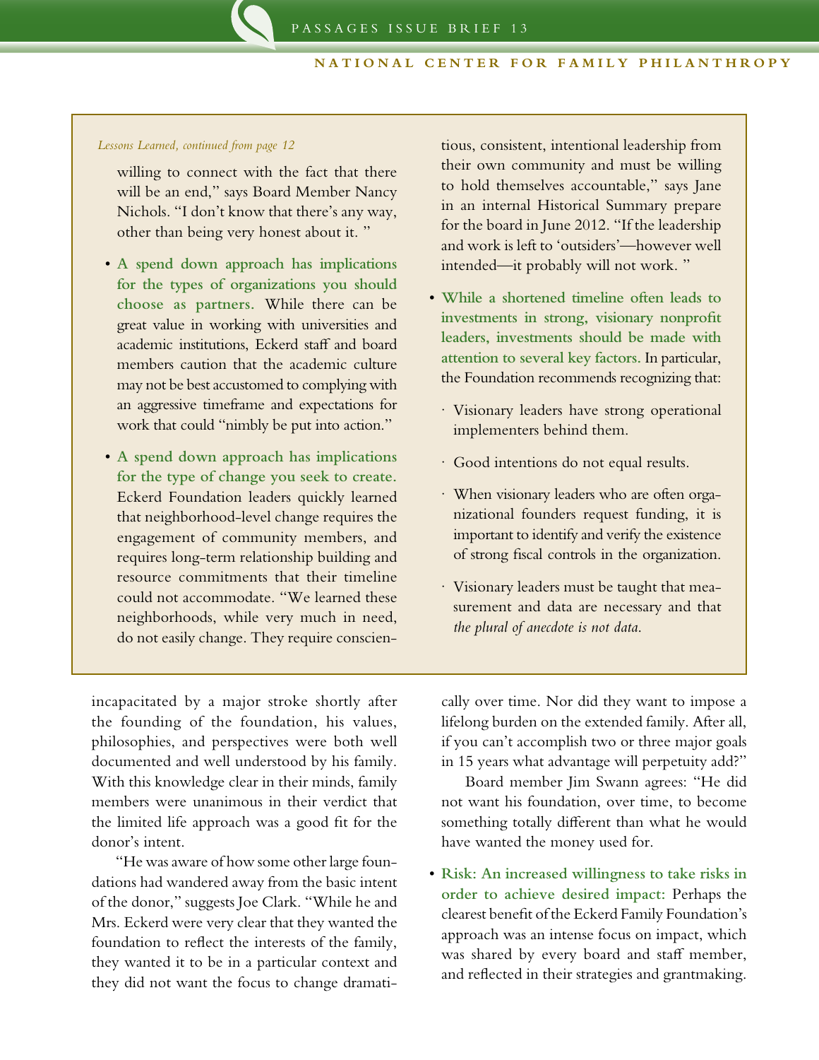*Lessons Learned, continued from page 12*

willing to connect with the fact that there will be an end," says Board Member Nancy Nichols. "I don't know that there's any way, other than being very honest about it. "

- **A spend down approach has implications for the types of organizations you should choose as partners.** While there can be great value in working with universities and academic institutions, Eckerd staff and board members caution that the academic culture may not be best accustomed to complying with an aggressive timeframe and expectations for work that could "nimbly be put into action."

- **A spend down approach has implications for the type of change you seek to create.** Eckerd Foundation leaders quickly learned that neighborhood-level change requires the engagement of community members, and requires long-term relationship building and resource commitments that their timeline could not accommodate. "We learned these neighborhoods, while very much in need, do not easily change. They require conscientious, consistent, intentional leadership from their own community and must be willing to hold themselves accountable," says Jane in an internal Historical Summary prepare for the board in June 2012. "If the leadership and work is left to 'outsiders'—however well intended—it probably will not work. "

- **While a shortened timeline often leads to investments in strong, visionary nonprofit leaders, investments should be made with attention to several key factors.** In particular, the Foundation recommends recognizing that:
  - Visionary leaders have strong operational implementers behind them.
  - Good intentions do not equal results.
  - When visionary leaders who are often organizational founders request funding, it is important to identify and verify the existence of strong fiscal controls in the organization.
  - Visionary leaders must be taught that measurement and data are necessary and that *the plural of anecdote is not data.*

incapacitated by a major stroke shortly after the founding of the foundation, his values, philosophies, and perspectives were both well documented and well understood by his family. With this knowledge clear in their minds, family members were unanimous in their verdict that the limited life approach was a good fit for the donor's intent.

"He was aware of how some other large foundations had wandered away from the basic intent of the donor," suggests Joe Clark. "While he and Mrs. Eckerd were very clear that they wanted the foundation to reflect the interests of the family, they wanted it to be in a particular context and they did not want the focus to change dramatically over time. Nor did they want to impose a lifelong burden on the extended family. After all, if you can't accomplish two or three major goals in 15 years what advantage will perpetuity add?"

Board member Jim Swann agrees: "He did not want his foundation, over time, to become something totally different than what he would have wanted the money used for.

- **Risk: An increased willingness to take risks in order to achieve desired impact:** Perhaps the clearest benefit of the Eckerd Family Foundation's approach was an intense focus on impact, which was shared by every board and staff member, and reflected in their strategies and grantmaking.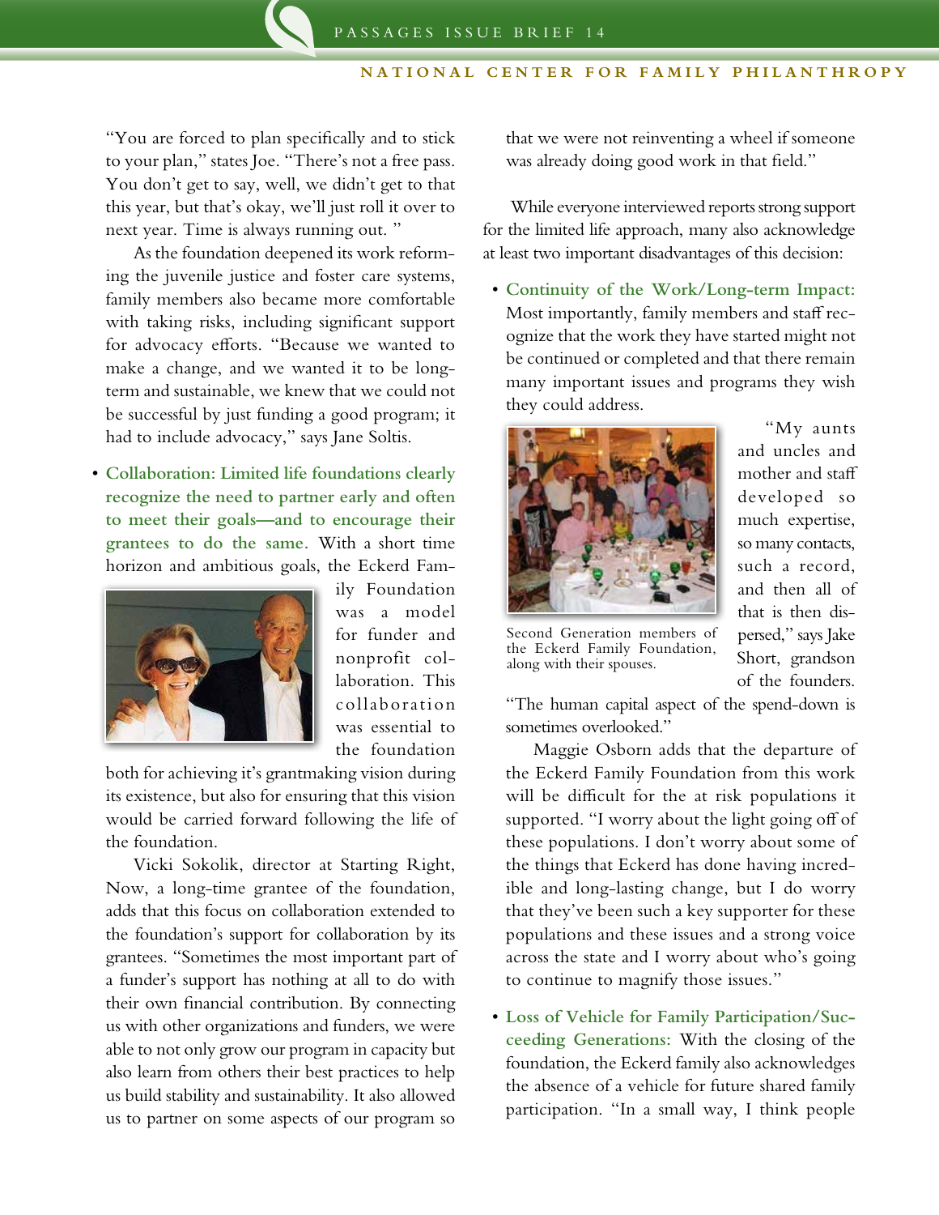"You are forced to plan specifically and to stick to your plan," states Joe. "There's not a free pass. You don't get to say, well, we didn't get to that this year, but that's okay, we'll just roll it over to next year. Time is always running out. "

As the foundation deepened its work reforming the juvenile justice and foster care systems, family members also became more comfortable with taking risks, including significant support for advocacy efforts. "Because we wanted to make a change, and we wanted it to be long-term and sustainable, we knew that we could not be successful by just funding a good program; it had to include advocacy," says Jane Soltis.

- **Collaboration: Limited life foundations clearly recognize the need to partner early and often to meet their goals—and to encourage their grantees to do the same.** With a short time horizon and ambitious goals, the Eckerd Family Foundation was a model for funder and nonprofit collaboration. This collaboration was essential to the foundation both for achieving it's grantmaking vision during its existence, but also for ensuring that this vision would be carried forward following the life of the foundation.

Vicki Sokolik, director at Starting Right, Now, a long-time grantee of the foundation, adds that this focus on collaboration extended to the foundation's support for collaboration by its grantees. "Sometimes the most important part of a funder's support has nothing at all to do with their own financial contribution. By connecting us with other organizations and funders, we were able to not only grow our program in capacity but also learn from others their best practices to help us build stability and sustainability. It also allowed us to partner on some aspects of our program so that we were not reinventing a wheel if someone was already doing good work in that field."

While everyone interviewed reports strong support for the limited life approach, many also acknowledge at least two important disadvantages of this decision:

- **Continuity of the Work/Long-term Impact:** Most importantly, family members and staff recognize that the work they have started might not be continued or completed and that there remain many important issues and programs they wish they could address.

Second Generation members of the Eckerd Family Foundation, along with their spouses.

"My aunts and uncles and mother and staff developed so much expertise, so many contacts, such a record, and then all of that is then dispersed," says Jake Short, grandson of the founders. "The human capital aspect of the spend-down is sometimes overlooked."

Maggie Osborn adds that the departure of the Eckerd Family Foundation from this work will be difficult for the at risk populations it supported. "I worry about the light going off of these populations. I don't worry about some of the things that Eckerd has done having incredible and long-lasting change, but I do worry that they've been such a key supporter for these populations and these issues and a strong voice across the state and I worry about who's going to continue to magnify those issues."

- **Loss of Vehicle for Family Participation/Succeeding Generations:** With the closing of the foundation, the Eckerd family also acknowledges the absence of a vehicle for future shared family participation. "In a small way, I think people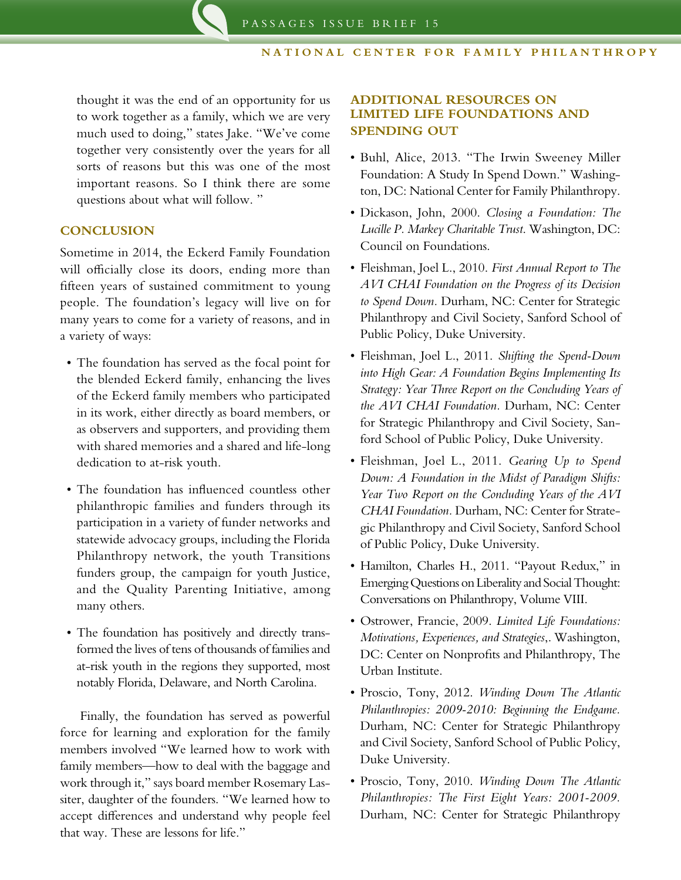thought it was the end of an opportunity for us to work together as a family, which we are very much used to doing," states Jake. "We've come together very consistently over the years for all sorts of reasons but this was one of the most important reasons. So I think there are some questions about what will follow. "

## CONCLUSION

Sometime in 2014, the Eckerd Family Foundation will officially close its doors, ending more than fifteen years of sustained commitment to young people. The foundation's legacy will live on for many years to come for a variety of reasons, and in a variety of ways:

- The foundation has served as the focal point for the blended Eckerd family, enhancing the lives of the Eckerd family members who participated in its work, either directly as board members, or as observers and supporters, and providing them with shared memories and a shared and life-long dedication to at-risk youth.
- The foundation has influenced countless other philanthropic families and funders through its participation in a variety of funder networks and statewide advocacy groups, including the Florida Philanthropy network, the youth Transitions funders group, the campaign for youth Justice, and the Quality Parenting Initiative, among many others.
- The foundation has positively and directly transformed the lives of tens of thousands of families and at-risk youth in the regions they supported, most notably Florida, Delaware, and North Carolina.

Finally, the foundation has served as powerful force for learning and exploration for the family members involved "We learned how to work with family members—how to deal with the baggage and work through it," says board member Rosemary Lassiter, daughter of the founders. "We learned how to accept differences and understand why people feel that way. These are lessons for life."

## ADDITIONAL RESOURCES ON LIMITED LIFE FOUNDATIONS AND SPENDING OUT

- Buhl, Alice, 2013. "The Irwin Sweeney Miller Foundation: A Study In Spend Down." Washington, DC: National Center for Family Philanthropy.
- Dickason, John, 2000. *Closing a Foundation: The Lucille P. Markey Charitable Trust*. Washington, DC: Council on Foundations.
- Fleishman, Joel L., 2010. *First Annual Report to The AVI CHAI Foundation on the Progress of its Decision to Spend Down*. Durham, NC: Center for Strategic Philanthropy and Civil Society, Sanford School of Public Policy, Duke University.
- Fleishman, Joel L., 2011. *Shifting the Spend-Down into High Gear: A Foundation Begins Implementing Its Strategy: Year Three Report on the Concluding Years of the AVI CHAI Foundation*. Durham, NC: Center for Strategic Philanthropy and Civil Society, Sanford School of Public Policy, Duke University.
- Fleishman, Joel L., 2011. *Gearing Up to Spend Down: A Foundation in the Midst of Paradigm Shifts: Year Two Report on the Concluding Years of the AVI CHAI Foundation*. Durham, NC: Center for Strategic Philanthropy and Civil Society, Sanford School of Public Policy, Duke University.
- Hamilton, Charles H., 2011. "Payout Redux," in Emerging Questions on Liberality and Social Thought: Conversations on Philanthropy, Volume VIII.
- Ostrower, Francie, 2009. *Limited Life Foundations: Motivations, Experiences, and Strategies*,. Washington, DC: Center on Nonprofits and Philanthropy, The Urban Institute.
- Proscio, Tony, 2012. *Winding Down The Atlantic Philanthropies: 2009-2010: Beginning the Endgame*. Durham, NC: Center for Strategic Philanthropy and Civil Society, Sanford School of Public Policy, Duke University.
- Proscio, Tony, 2010. *Winding Down The Atlantic Philanthropies: The First Eight Years: 2001-2009*. Durham, NC: Center for Strategic Philanthropy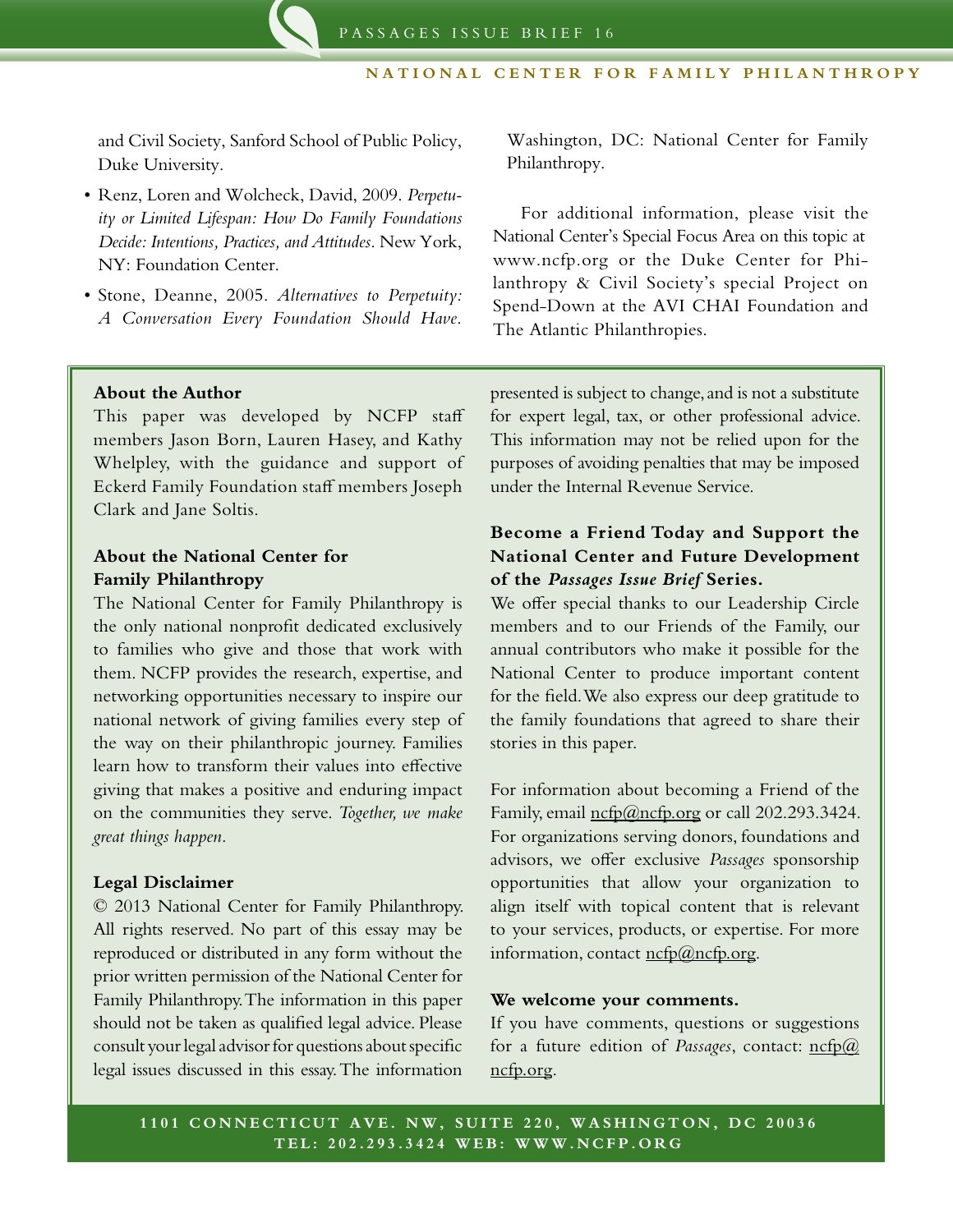and Civil Society, Sanford School of Public Policy, Duke University.

- Renz, Loren and Wolcheck, David, 2009. *Perpetuity or Limited Lifespan: How Do Family Foundations Decide: Intentions, Practices, and Attitudes.* New York, NY: Foundation Center.
- Stone, Deanne, 2005. *Alternatives to Perpetuity: A Conversation Every Foundation Should Have.* Washington, DC: National Center for Family Philanthropy.

For additional information, please visit the National Center's Special Focus Area on this topic at www.ncfp.org or the Duke Center for Philanthropy & Civil Society's special Project on Spend-Down at the AVI CHAI Foundation and The Atlantic Philanthropies.

**About the Author**

This paper was developed by NCFP staff members Jason Born, Lauren Hasey, and Kathy Whelpley, with the guidance and support of Eckerd Family Foundation staff members Joseph Clark and Jane Soltis.

**About the National Center for Family Philanthropy**

The National Center for Family Philanthropy is the only national nonprofit dedicated exclusively to families who give and those that work with them. NCFP provides the research, expertise, and networking opportunities necessary to inspire our national network of giving families every step of the way on their philanthropic journey. Families learn how to transform their values into effective giving that makes a positive and enduring impact on the communities they serve. *Together, we make great things happen.*

**Legal Disclaimer**

© 2013 National Center for Family Philanthropy. All rights reserved. No part of this essay may be reproduced or distributed in any form without the prior written permission of the National Center for Family Philanthropy. The information in this paper should not be taken as qualified legal advice. Please consult your legal advisor for questions about specific legal issues discussed in this essay. The information presented is subject to change, and is not a substitute for expert legal, tax, or other professional advice. This information may not be relied upon for the purposes of avoiding penalties that may be imposed under the Internal Revenue Service.

**Become a Friend Today and Support the National Center and Future Development of the *Passages Issue Brief* Series.**

We offer special thanks to our Leadership Circle members and to our Friends of the Family, our annual contributors who make it possible for the National Center to produce important content for the field. We also express our deep gratitude to the family foundations that agreed to share their stories in this paper.

For information about becoming a Friend of the Family, email ncfp@ncfp.org or call 202.293.3424. For organizations serving donors, foundations and advisors, we offer exclusive *Passages* sponsorship opportunities that allow your organization to align itself with topical content that is relevant to your services, products, or expertise. For more information, contact ncfp@ncfp.org.

**We welcome your comments.**

If you have comments, questions or suggestions for a future edition of *Passages*, contact: ncfp@ncfp.org.

1101 CONNECTICUT AVE. NW, SUITE 220, WASHINGTON, DC 20036
TEL: 202.293.3424 WEB: WWW.NCFP.ORG